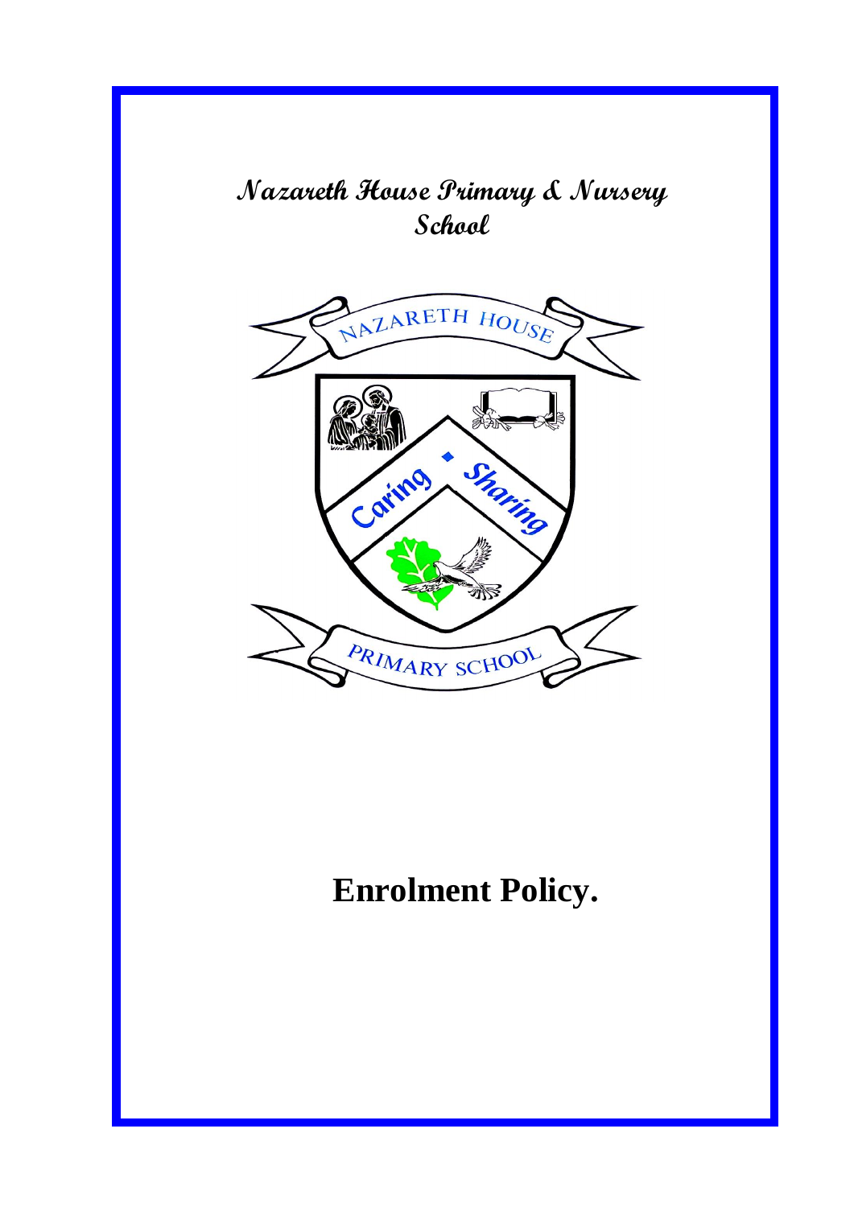# Nazareth House Primary & Nursery School

# Enrolment Policy.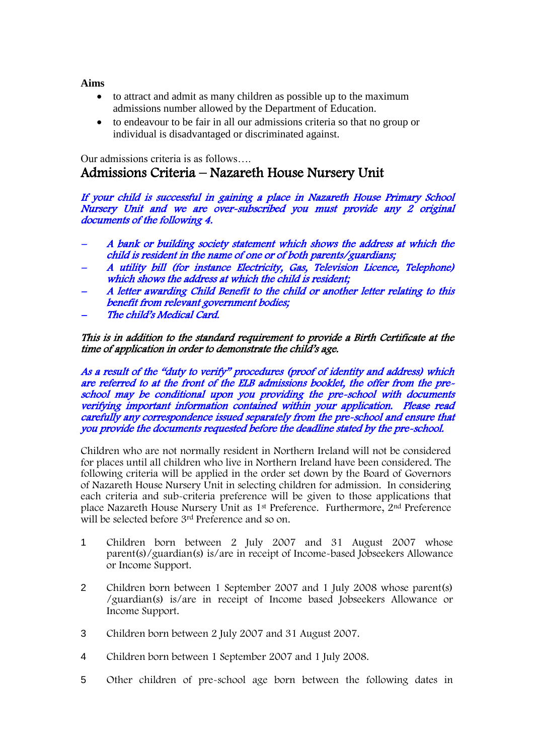**Aims**

- to attract and admit as many children as possible up to the maximum admissions number allowed by the Department of Education.
- to endeavour to be fair in all our admissions criteria so that no group or individual is disadvantaged or discriminated against.

Our admissions criteria is as follows….

## Admissions Criteria – Nazareth House Nursery Unit

*If your child is successful in gaining a place in Nazareth House Primary School Nursery Unit and we are over-subscribed you must provide any 2 original documents of the following 4.*

- *A bank or building society statement which shows the address at which the child is resident in the name of one or of both parents/guardians;*
- *A utility bill (for instance Electricity, Gas, Television Licence, Telephone) which shows the address at which the child is resident;*
- *A letter awarding Child Benefit to the child or another letter relating to this benefit from relevant government bodies;*
- *The child's Medical Card.*

*This is in addition to the standard requirement to provide a Birth Certificate at the time of application in order to demonstrate the child's age.*

*As a result of the "duty to verify" procedures (proof of identity and address) which are referred to at the front of the ELB admissions booklet, the offer from the pre-school may be conditional upon you providing the pre-school with documents verifying important information contained within your application. Please read carefully any correspondence issued separately from the pre-school and ensure that you provide the documents requested before the deadline stated by the pre-school.*

Children who are not normally resident in Northern Ireland will not be considered for places until all children who live in Northern Ireland have been considered. The following criteria will be applied in the order set down by the Board of Governors of Nazareth House Nursery Unit in selecting children for admission. In considering each criteria and sub-criteria preference will be given to those applications that place Nazareth House Nursery Unit as 1st Preference. Furthermore, 2nd Preference will be selected before 3rd Preference and so on.

1. Children born between 2 July 2007 and 31 August 2007 whose parent(s)/guardian(s) is/are in receipt of Income-based Jobseekers Allowance or Income Support.

2. Children born between 1 September 2007 and 1 July 2008 whose parent(s) /guardian(s) is/are in receipt of Income based Jobseekers Allowance or Income Support.

3. Children born between 2 July 2007 and 31 August 2007.

4. Children born between 1 September 2007 and 1 July 2008.

5. Other children of pre-school age born between the following dates in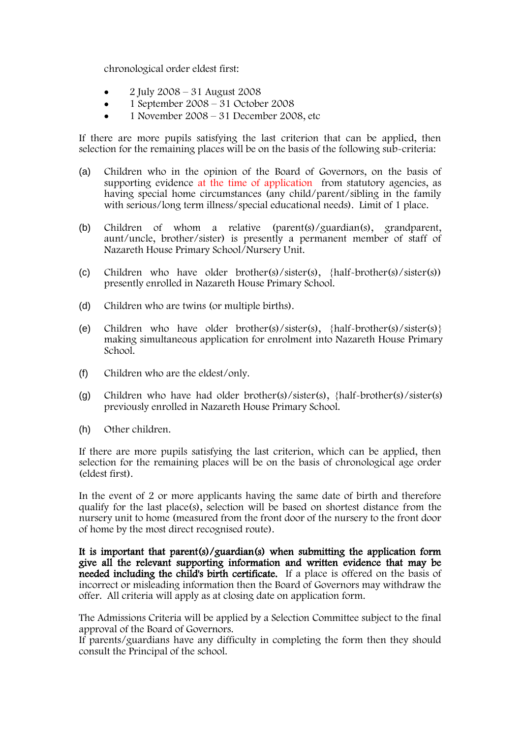chronological order eldest first:

- 2 July 2008 – 31 August 2008
- 1 September 2008 – 31 October 2008
- 1 November 2008 – 31 December 2008, etc

If there are more pupils satisfying the last criterion that can be applied, then selection for the remaining places will be on the basis of the following sub-criteria:

(a) Children who in the opinion of the Board of Governors, on the basis of supporting evidence at the time of application from statutory agencies, as having special home circumstances (any child/parent/sibling in the family with serious/long term illness/special educational needs). Limit of 1 place.

(b) Children of whom a relative (parent(s)/guardian(s), grandparent, aunt/uncle, brother/sister) is presently a permanent member of staff of Nazareth House Primary School/Nursery Unit.

(c) Children who have older brother(s)/sister(s), {half-brother(s)/sister(s)) presently enrolled in Nazareth House Primary School.

(d) Children who are twins (or multiple births).

(e) Children who have older brother(s)/sister(s), {half-brother(s)/sister(s)} making simultaneous application for enrolment into Nazareth House Primary School.

(f) Children who are the eldest/only.

(g) Children who have had older brother(s)/sister(s), {half-brother(s)/sister(s) previously enrolled in Nazareth House Primary School.

(h) Other children.

If there are more pupils satisfying the last criterion, which can be applied, then selection for the remaining places will be on the basis of chronological age order (eldest first).

In the event of 2 or more applicants having the same date of birth and therefore qualify for the last place(s), selection will be based on shortest distance from the nursery unit to home (measured from the front door of the nursery to the front door of home by the most direct recognised route).

**It is important that parent(s)/guardian(s) when submitting the application form give all the relevant supporting information and written evidence that may be needed including the child's birth certificate.** If a place is offered on the basis of incorrect or misleading information then the Board of Governors may withdraw the offer. All criteria will apply as at closing date on application form.

The Admissions Criteria will be applied by a Selection Committee subject to the final approval of the Board of Governors.
If parents/guardians have any difficulty in completing the form then they should consult the Principal of the school.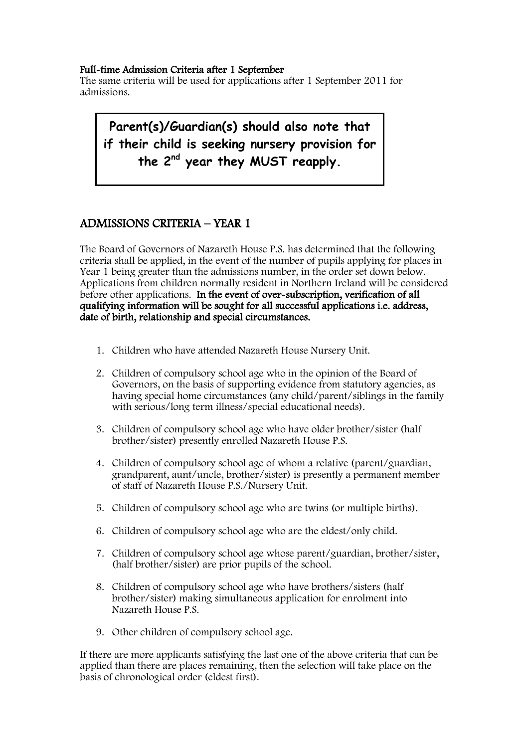**Full-time Admission Criteria after 1 September**
The same criteria will be used for applications after 1 September 2011 for admissions.

> **Parent(s)/Guardian(s) should also note that if their child is seeking nursery provision for the 2nd year they MUST reapply.**

## ADMISSIONS CRITERIA – YEAR 1

The Board of Governors of Nazareth House P.S. has determined that the following criteria shall be applied, in the event of the number of pupils applying for places in Year 1 being greater than the admissions number, in the order set down below. Applications from children normally resident in Northern Ireland will be considered before other applications. **In the event of over-subscription, verification of all qualifying information will be sought for all successful applications i.e. address, date of birth, relationship and special circumstances.**

1. Children who have attended Nazareth House Nursery Unit.
2. Children of compulsory school age who in the opinion of the Board of Governors, on the basis of supporting evidence from statutory agencies, as having special home circumstances (any child/parent/siblings in the family with serious/long term illness/special educational needs).
3. Children of compulsory school age who have older brother/sister (half brother/sister) presently enrolled Nazareth House P.S.
4. Children of compulsory school age of whom a relative (parent/guardian, grandparent, aunt/uncle, brother/sister) is presently a permanent member of staff of Nazareth House P.S./Nursery Unit.
5. Children of compulsory school age who are twins (or multiple births).
6. Children of compulsory school age who are the eldest/only child.
7. Children of compulsory school age whose parent/guardian, brother/sister, (half brother/sister) are prior pupils of the school.
8. Children of compulsory school age who have brothers/sisters (half brother/sister) making simultaneous application for enrolment into Nazareth House P.S.
9. Other children of compulsory school age.

If there are more applicants satisfying the last one of the above criteria that can be applied than there are places remaining, then the selection will take place on the basis of chronological order (eldest first).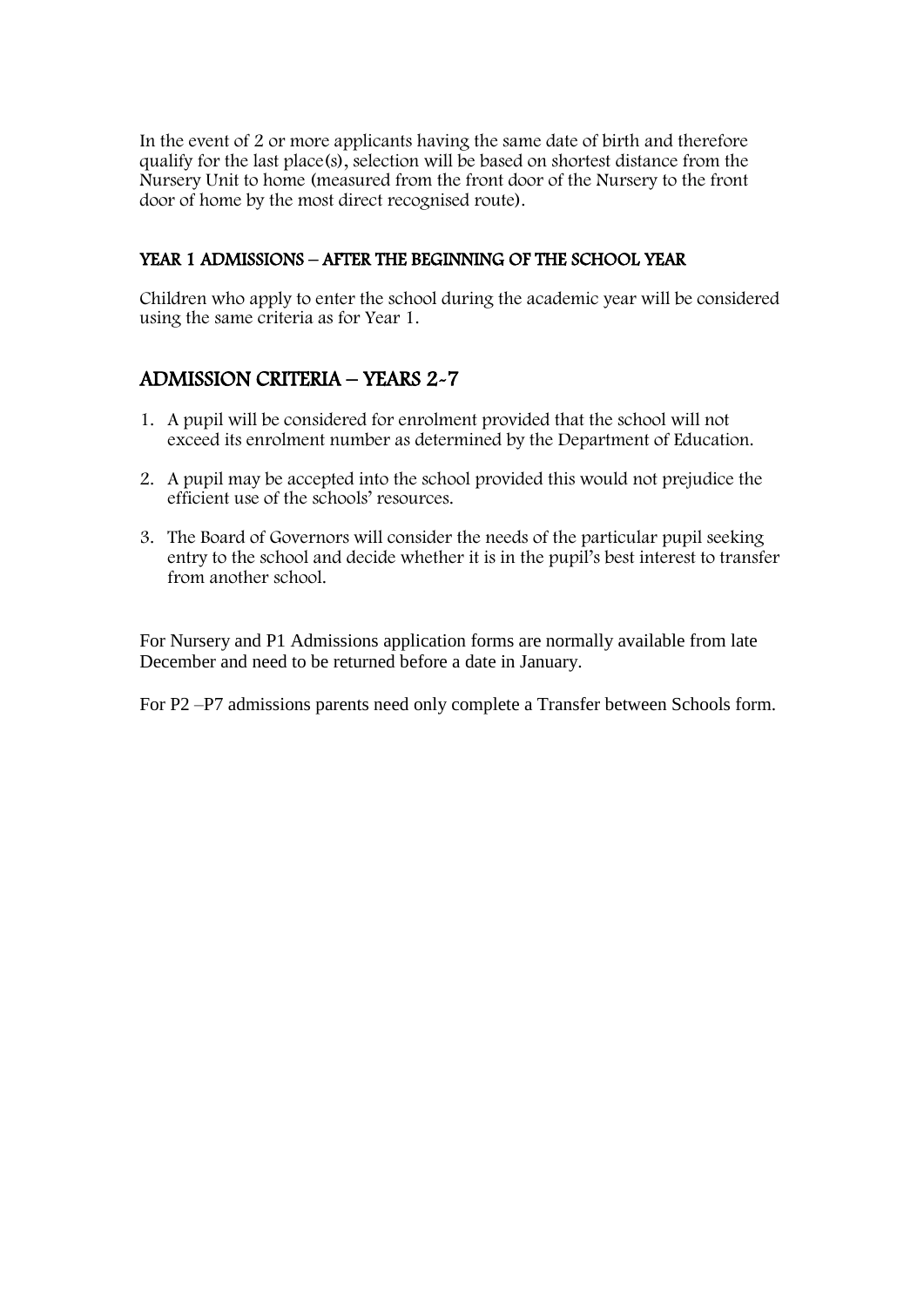In the event of 2 or more applicants having the same date of birth and therefore qualify for the last place(s), selection will be based on shortest distance from the Nursery Unit to home (measured from the front door of the Nursery to the front door of home by the most direct recognised route).

### YEAR 1 ADMISSIONS – AFTER THE BEGINNING OF THE SCHOOL YEAR

Children who apply to enter the school during the academic year will be considered using the same criteria as for Year 1.

## ADMISSION CRITERIA – YEARS 2-7

1. A pupil will be considered for enrolment provided that the school will not exceed its enrolment number as determined by the Department of Education.
2. A pupil may be accepted into the school provided this would not prejudice the efficient use of the schools' resources.
3. The Board of Governors will consider the needs of the particular pupil seeking entry to the school and decide whether it is in the pupil's best interest to transfer from another school.

For Nursery and P1 Admissions application forms are normally available from late December and need to be returned before a date in January.

For P2 –P7 admissions parents need only complete a Transfer between Schools form.